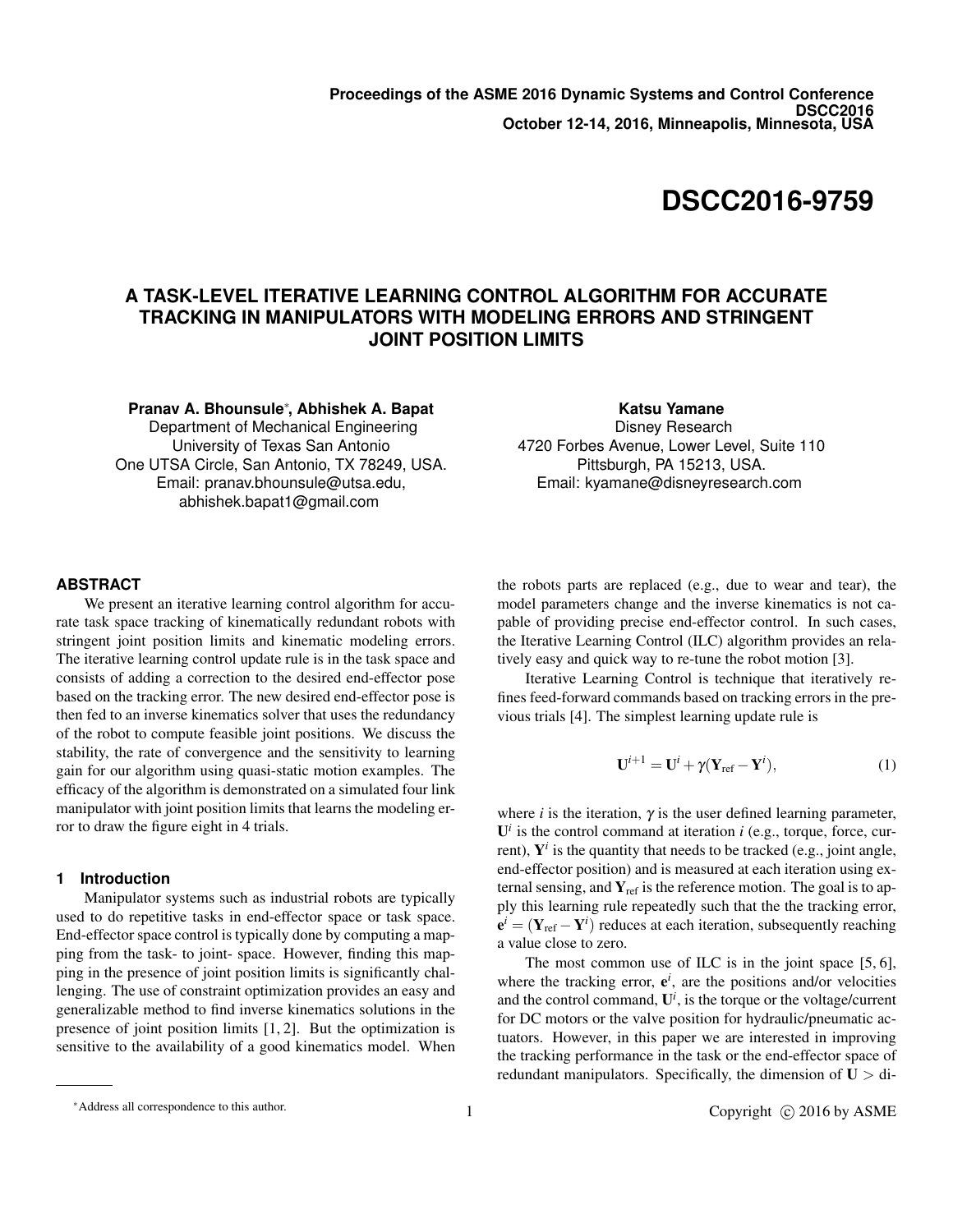Proceedings of the ASME 2016 Dynamic Systems and Control Conference
DSCC2016
October 12-14, 2016, Minneapolis, Minnesota, USA

# DSCC2016-9759

# A TASK-LEVEL ITERATIVE LEARNING CONTROL ALGORITHM FOR ACCURATE TRACKING IN MANIPULATORS WITH MODELING ERRORS AND STRINGENT JOINT POSITION LIMITS

**Pranav A. Bhounsule***, **Abhishek A. Bapat**
Department of Mechanical Engineering
University of Texas San Antonio
One UTSA Circle, San Antonio, TX 78249, USA.
Email: pranav.bhounsule@utsa.edu,
abhishek.bapat1@gmail.com

**Katsu Yamane**
Disney Research
4720 Forbes Avenue, Lower Level, Suite 110
Pittsburgh, PA 15213, USA.
Email: kyamane@disneyresearch.com

## ABSTRACT

We present an iterative learning control algorithm for accurate task space tracking of kinematically redundant robots with stringent joint position limits and kinematic modeling errors. The iterative learning control update rule is in the task space and consists of adding a correction to the desired end-effector pose based on the tracking error. The new desired end-effector pose is then fed to an inverse kinematics solver that uses the redundancy of the robot to compute feasible joint positions. We discuss the stability, the rate of convergence and the sensitivity to learning gain for our algorithm using quasi-static motion examples. The efficacy of the algorithm is demonstrated on a simulated four link manipulator with joint position limits that learns the modeling error to draw the figure eight in 4 trials.

## 1 Introduction

Manipulator systems such as industrial robots are typically used to do repetitive tasks in end-effector space or task space. End-effector space control is typically done by computing a mapping from the task- to joint- space. However, finding this mapping in the presence of joint position limits is significantly challenging. The use of constraint optimization provides an easy and generalizable method to find inverse kinematics solutions in the presence of joint position limits [1, 2]. But the optimization is sensitive to the availability of a good kinematics model. When the robots parts are replaced (e.g., due to wear and tear), the model parameters change and the inverse kinematics is not capable of providing precise end-effector control. In such cases, the Iterative Learning Control (ILC) algorithm provides an relatively easy and quick way to re-tune the robot motion [3].

Iterative Learning Control is technique that iteratively refines feed-forward commands based on tracking errors in the previous trials [4]. The simplest learning update rule is

$$\mathbf{U}^{i+1} = \mathbf{U}^{i} + \gamma(\mathbf{Y}_{\text{ref}} - \mathbf{Y}^{i}), \tag{1}$$

where $i$ is the iteration, $\gamma$ is the user defined learning parameter, $\mathbf{U}^i$ is the control command at iteration $i$ (e.g., torque, force, current), $\mathbf{Y}^i$ is the quantity that needs to be tracked (e.g., joint angle, end-effector position) and is measured at each iteration using external sensing, and $\mathbf{Y}_{\text{ref}}$ is the reference motion. The goal is to apply this learning rule repeatedly such that the the tracking error, $\mathbf{e}^i = (\mathbf{Y}_{\text{ref}} - \mathbf{Y}^i)$ reduces at each iteration, subsequently reaching a value close to zero.

The most common use of ILC is in the joint space [5, 6], where the tracking error, $\mathbf{e}^i$, are the positions and/or velocities and the control command, $\mathbf{U}^i$, is the torque or the voltage/current for DC motors or the valve position for hydraulic/pneumatic actuators. However, in this paper we are interested in improving the tracking performance in the task or the end-effector space of redundant manipulators. Specifically, the dimension of $\mathbf{U} >$ di-

*Address all correspondence to this author.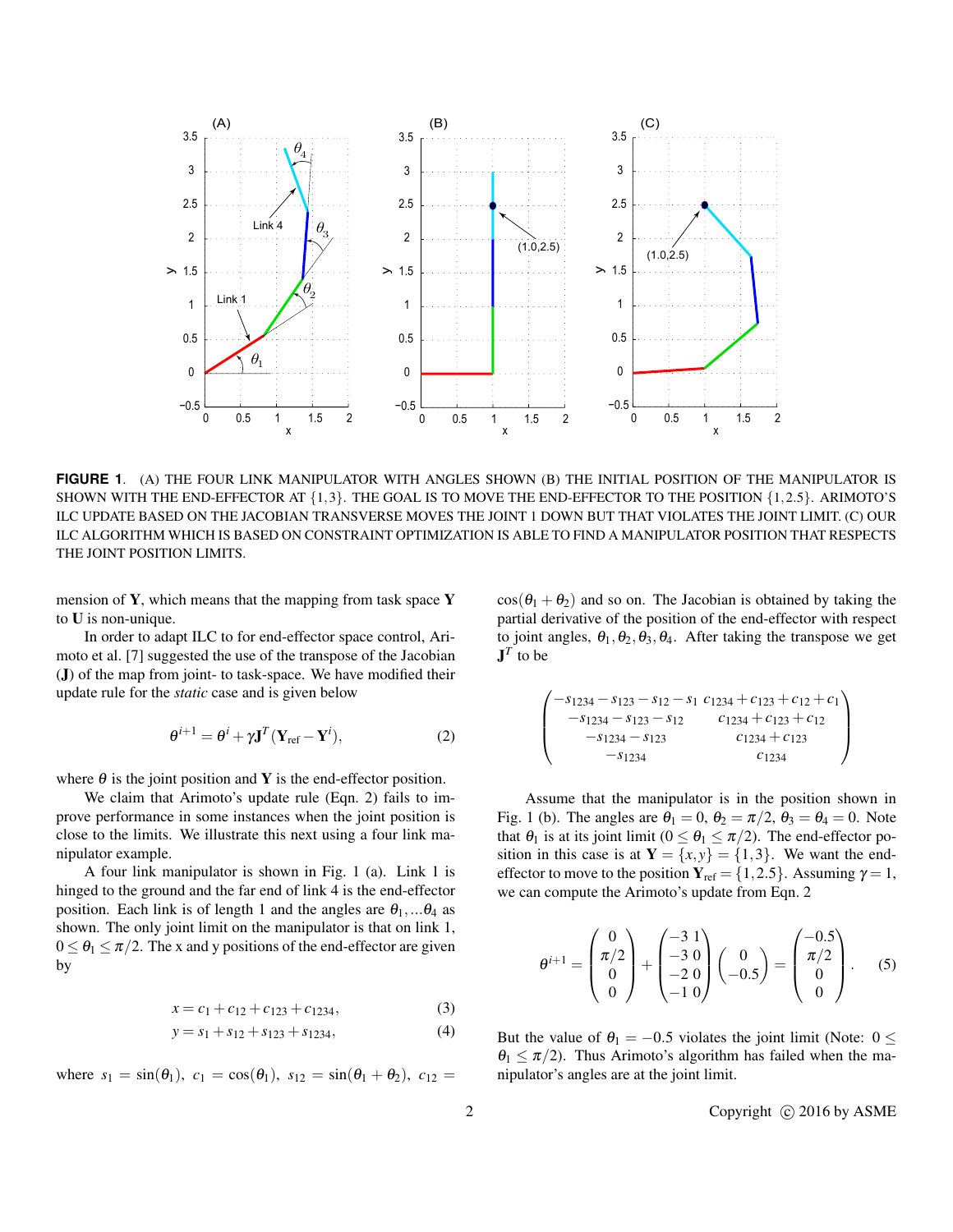FIGURE 1. (A) THE FOUR LINK MANIPULATOR WITH ANGLES SHOWN (B) THE INITIAL POSITION OF THE MANIPULATOR IS SHOWN WITH THE END-EFFECTOR AT $\{1,3\}$. THE GOAL IS TO MOVE THE END-EFFECTOR TO THE POSITION $\{1,2.5\}$. ARIMOTO'S ILC UPDATE BASED ON THE JACOBIAN TRANSVERSE MOVES THE JOINT 1 DOWN BUT THAT VIOLATES THE JOINT LIMIT. (C) OUR ILC ALGORITHM WHICH IS BASED ON CONSTRAINT OPTIMIZATION IS ABLE TO FIND A MANIPULATOR POSITION THAT RESPECTS THE JOINT POSITION LIMITS.

mension of $\mathbf{Y}$, which means that the mapping from task space $\mathbf{Y}$ to $\mathbf{U}$ is non-unique.

In order to adapt ILC to for end-effector space control, Arimoto et al. [7] suggested the use of the transpose of the Jacobian ($\mathbf{J}$) of the map from joint- to task-space. We have modified their update rule for the *static* case and is given below

$$\theta^{i+1} = \theta^i + \gamma \mathbf{J}^T(\mathbf{Y}_{\text{ref}} - \mathbf{Y}^i), \tag{2}$$

where $\theta$ is the joint position and $\mathbf{Y}$ is the end-effector position.

We claim that Arimoto's update rule (Eqn. 2) fails to improve performance in some instances when the joint position is close to the limits. We illustrate this next using a four link manipulator example.

A four link manipulator is shown in Fig. 1 (a). Link 1 is hinged to the ground and the far end of link 4 is the end-effector position. Each link is of length 1 and the angles are $\theta_1, \ldots \theta_4$ as shown. The only joint limit on the manipulator is that on link 1, $0 \leq \theta_1 \leq \pi/2$. The x and y positions of the end-effector are given by

$$x = c_1 + c_{12} + c_{123} + c_{1234}, \tag{3}$$

$$y = s_1 + s_{12} + s_{123} + s_{1234}, \tag{4}$$

where $s_1 = \sin(\theta_1)$, $c_1 = \cos(\theta_1)$, $s_{12} = \sin(\theta_1 + \theta_2)$, $c_{12} = \cos(\theta_1 + \theta_2)$ and so on. The Jacobian is obtained by taking the partial derivative of the position of the end-effector with respect to joint angles, $\theta_1, \theta_2, \theta_3, \theta_4$. After taking the transpose we get $\mathbf{J}^T$ to be

$$\begin{pmatrix} -s_{1234} - s_{123} - s_{12} - s_1 & c_{1234} + c_{123} + c_{12} + c_1 \\ -s_{1234} - s_{123} - s_{12} & c_{1234} + c_{123} + c_{12} \\ -s_{1234} - s_{123} & c_{1234} + c_{123} \\ -s_{1234} & c_{1234} \end{pmatrix}$$

Assume that the manipulator is in the position shown in Fig. 1 (b). The angles are $\theta_1 = 0$, $\theta_2 = \pi/2$, $\theta_3 = \theta_4 = 0$. Note that $\theta_1$ is at its joint limit ($0 \leq \theta_1 \leq \pi/2$). The end-effector position in this case is at $\mathbf{Y} = \{x, y\} = \{1, 3\}$. We want the end-effector to move to the position $\mathbf{Y}_{\text{ref}} = \{1, 2.5\}$. Assuming $\gamma = 1$, we can compute the Arimoto's update from Eqn. 2

$$\theta^{i+1} = \begin{pmatrix} 0 \\ \pi/2 \\ 0 \\ 0 \end{pmatrix} + \begin{pmatrix} -3 & 1 \\ -3 & 0 \\ -2 & 0 \\ -1 & 0 \end{pmatrix} \begin{pmatrix} 0 \\ -0.5 \end{pmatrix} = \begin{pmatrix} -0.5 \\ \pi/2 \\ 0 \\ 0 \end{pmatrix}. \tag{5}$$

But the value of $\theta_1 = -0.5$ violates the joint limit (Note: $0 \leq \theta_1 \leq \pi/2$). Thus Arimoto's algorithm has failed when the manipulator's angles are at the joint limit.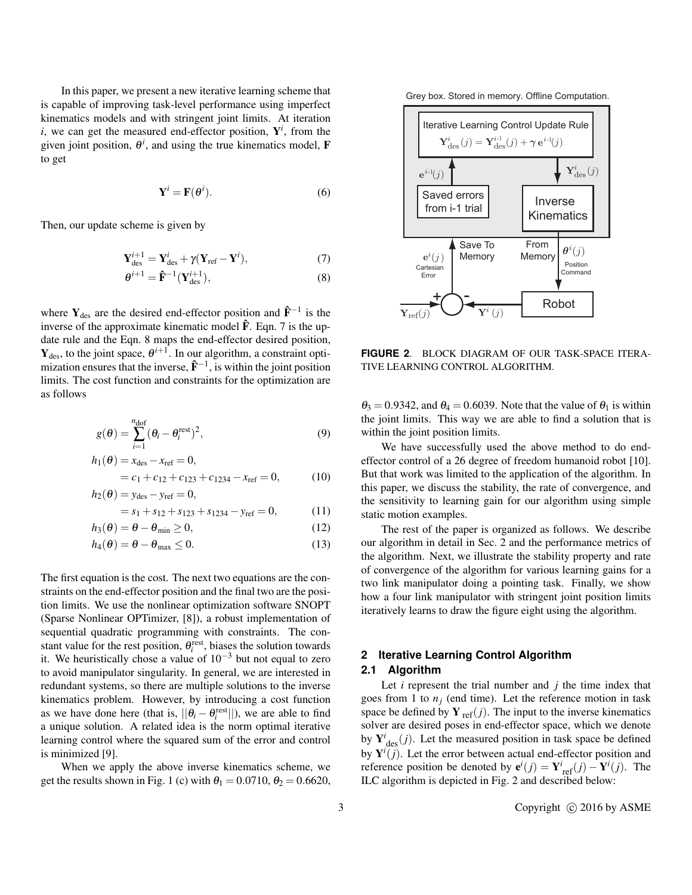In this paper, we present a new iterative learning scheme that is capable of improving task-level performance using imperfect kinematics models and with stringent joint limits. At iteration $i$, we can get the measured end-effector position, $\mathbf{Y}^i$, from the given joint position, $\theta^i$, and using the true kinematics model, $\mathbf{F}$ to get

$$\mathbf{Y}^i = \mathbf{F}(\theta^i). \quad (6)$$

Then, our update scheme is given by

$$\mathbf{Y}_{\text{des}}^{i+1} = \mathbf{Y}_{\text{des}}^{i} + \gamma(\mathbf{Y}_{\text{ref}} - \mathbf{Y}^i), \quad (7)$$

$$\theta^{i+1} = \hat{\mathbf{F}}^{-1}(\mathbf{Y}_{\text{des}}^{i+1}), \quad (8)$$

where $\mathbf{Y}_{\text{des}}$ are the desired end-effector position and $\hat{\mathbf{F}}^{-1}$ is the inverse of the approximate kinematic model $\hat{\mathbf{F}}$. Eqn. 7 is the update rule and the Eqn. 8 maps the end-effector desired position, $\mathbf{Y}_{\text{des}}$, to the joint space, $\theta^{i+1}$. In our algorithm, a constraint optimization ensures that the inverse, $\hat{\mathbf{F}}^{-1}$, is within the joint position limits. The cost function and constraints for the optimization are as follows

$$g(\theta) = \sum_{i=1}^{n_{\text{dof}}} (\theta_i - \theta_i^{\text{rest}})^2, \quad (9)$$

$$\begin{aligned} h_1(\theta) &= x_{\text{des}} - x_{\text{ref}} = 0, \\ &= c_1 + c_{12} + c_{123} + c_{1234} - x_{\text{ref}} = 0, \end{aligned} \quad (10)$$

$$\begin{aligned} h_2(\theta) &= y_{\text{des}} - y_{\text{ref}} = 0, \\ &= s_1 + s_{12} + s_{123} + s_{1234} - y_{\text{ref}} = 0, \end{aligned} \quad (11)$$

$$h_3(\theta) = \theta - \theta_{\min} \geq 0, \quad (12)$$

$$h_4(\theta) = \theta - \theta_{\max} \leq 0. \quad (13)$$

The first equation is the cost. The next two equations are the constraints on the end-effector position and the final two are the position limits. We use the nonlinear optimization software SNOPT (Sparse Nonlinear OPTimizer, [8]), a robust implementation of sequential quadratic programming with constraints. The constant value for the rest position, $\theta_i^{\text{rest}}$, biases the solution towards it. We heuristically chose a value of $10^{-3}$ but not equal to zero to avoid manipulator singularity. In general, we are interested in redundant systems, so there are multiple solutions to the inverse kinematics problem. However, by introducing a cost function as we have done here (that is, $||\theta_i - \theta_i^{\text{rest}}||$), we are able to find a unique solution. A related idea is the norm optimal iterative learning control where the squared sum of the error and control is minimized [9].

When we apply the above inverse kinematics scheme, we get the results shown in Fig. 1 (c) with $\theta_1 = 0.0710$, $\theta_2 = 0.6620$, $\theta_3 = 0.9342$, and $\theta_4 = 0.6039$. Note that the value of $\theta_1$ is within the joint limits. This way we are able to find a solution that is within the joint position limits.

We have successfully used the above method to do end-effector control of a 26 degree of freedom humanoid robot [10]. But that work was limited to the application of the algorithm. In this paper, we discuss the stability, the rate of convergence, and the sensitivity to learning gain for our algorithm using simple static motion examples.

The rest of the paper is organized as follows. We describe our algorithm in detail in Sec. 2 and the performance metrics of the algorithm. Next, we illustrate the stability property and rate of convergence of the algorithm for various learning gains for a two link manipulator doing a pointing task. Finally, we show how a four link manipulator with stringent joint position limits iteratively learns to draw the figure eight using the algorithm.

Grey box. Stored in memory. Offline Computation.

Iterative Learning Control Update Rule: $\mathbf{Y}_{\text{des}}^{i}(j) = \mathbf{Y}_{\text{des}}^{i\text{-}1}(j) + \gamma\, \mathbf{e}^{i\text{-}1}(j)$

**FIGURE 2**. BLOCK DIAGRAM OF OUR TASK-SPACE ITERATIVE LEARNING CONTROL ALGORITHM.

## 2 Iterative Learning Control Algorithm

### 2.1 Algorithm

Let $i$ represent the trial number and $j$ the time index that goes from 1 to $n_j$ (end time). Let the reference motion in task space be defined by $\mathbf{Y}_{\text{ref}}(j)$. The input to the inverse kinematics solver are desired poses in end-effector space, which we denote by $\mathbf{Y}^i_{\text{des}}(j)$. Let the measured position in task space be defined by $\mathbf{Y}^i(j)$. Let the error between actual end-effector position and reference position be denoted by $\mathbf{e}^i(j) = \mathbf{Y}^i_{\text{ref}}(j) - \mathbf{Y}^i(j)$. The ILC algorithm is depicted in Fig. 2 and described below: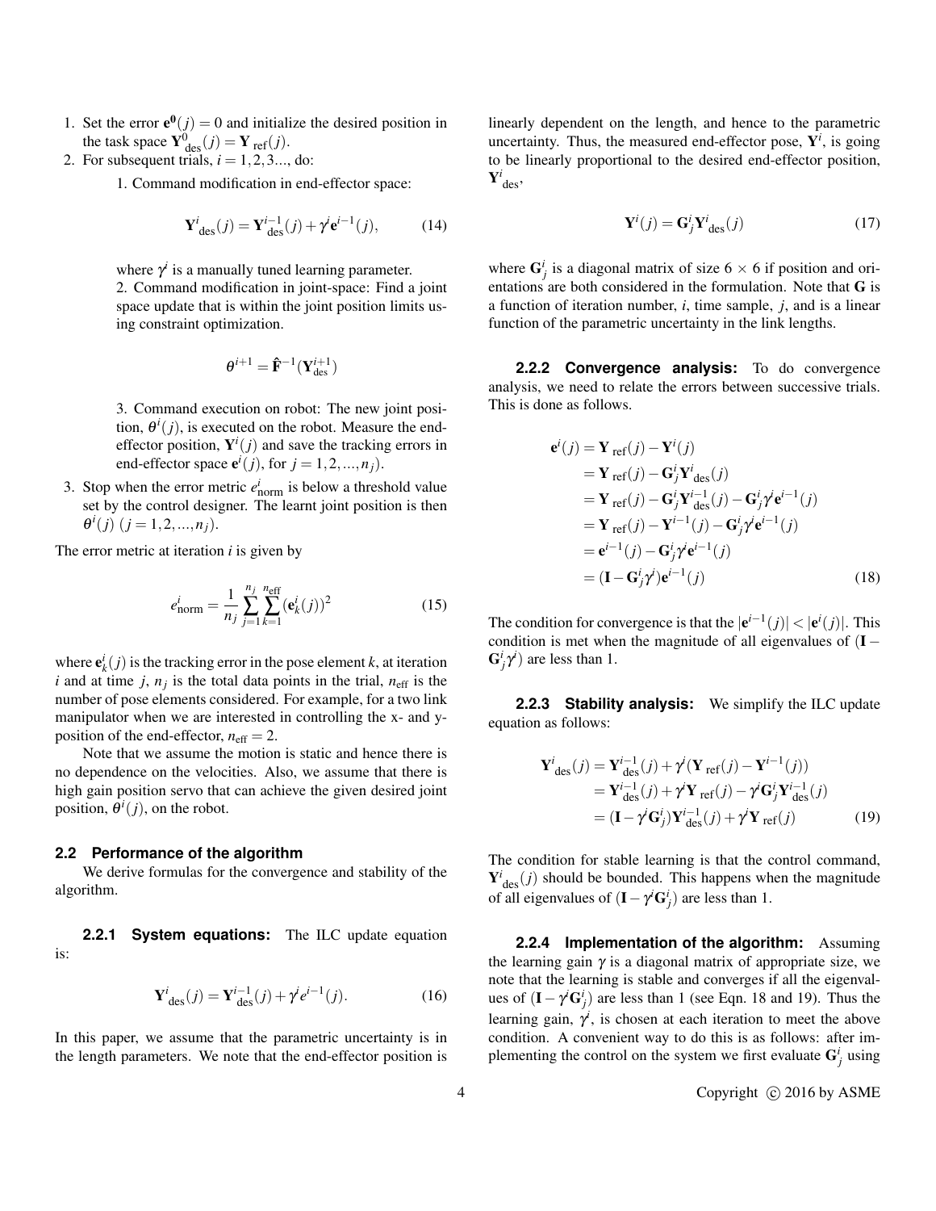1. Set the error $\mathbf{e^0}(j) = 0$ and initialize the desired position in the task space $\mathbf{Y}^0_{\text{des}}(j) = \mathbf{Y}_{\text{ref}}(j)$.
2. For subsequent trials, $i = 1, 2, 3...$, do:

   1. Command modification in end-effector space:

$$\mathbf{Y}^i_{\text{des}}(j) = \mathbf{Y}^{i-1}_{\text{des}}(j) + \gamma^i \mathbf{e}^{i-1}(j), \tag{14}$$

   where $\gamma^i$ is a manually tuned learning parameter.

   2. Command modification in joint-space: Find a joint space update that is within the joint position limits using constraint optimization.

$$\theta^{i+1} = \hat{\mathbf{F}}^{-1}(\mathbf{Y}^{i+1}_{\text{des}})$$

   3. Command execution on robot: The new joint position, $\theta^i(j)$, is executed on the robot. Measure the end-effector position, $\mathbf{Y}^i(j)$ and save the tracking errors in end-effector space $\mathbf{e}^i(j)$, for $j = 1, 2, ..., n_j$).
3. Stop when the error metric $e^i_{\text{norm}}$ is below a threshold value set by the control designer. The learnt joint position is then $\theta^i(j)$ $(j = 1, 2, ..., n_j)$.

The error metric at iteration $i$ is given by

$$e^i_{\text{norm}} = \frac{1}{n_j} \sum_{j=1}^{n_j} \sum_{k=1}^{n_{\text{eff}}} (\mathbf{e}^i_k(j))^2 \tag{15}$$

where $\mathbf{e}^i_k(j)$ is the tracking error in the pose element $k$, at iteration $i$ and at time $j$, $n_j$ is the total data points in the trial, $n_{\text{eff}}$ is the number of pose elements considered. For example, for a two link manipulator when we are interested in controlling the x- and y-position of the end-effector, $n_{\text{eff}} = 2$.

Note that we assume the motion is static and hence there is no dependence on the velocities. Also, we assume that there is high gain position servo that can achieve the given desired joint position, $\theta^i(j)$, on the robot.

### 2.2 Performance of the algorithm

We derive formulas for the convergence and stability of the algorithm.

#### 2.2.1 System equations:

The ILC update equation is:

$$\mathbf{Y}^i_{\text{des}}(j) = \mathbf{Y}^{i-1}_{\text{des}}(j) + \gamma^i e^{i-1}(j). \tag{16}$$

In this paper, we assume that the parametric uncertainty is in the length parameters. We note that the end-effector position is linearly dependent on the length, and hence to the parametric uncertainty. Thus, the measured end-effector pose, $\mathbf{Y}^i$, is going to be linearly proportional to the desired end-effector position, $\mathbf{Y}^i_{\text{des}}$,

$$\mathbf{Y}^i(j) = \mathbf{G}^i_j \mathbf{Y}^i_{\text{des}}(j) \tag{17}$$

where $\mathbf{G}^i_j$ is a diagonal matrix of size $6 \times 6$ if position and orientations are both considered in the formulation. Note that $\mathbf{G}$ is a function of iteration number, $i$, time sample, $j$, and is a linear function of the parametric uncertainty in the link lengths.

#### 2.2.2 Convergence analysis:

To do convergence analysis, we need to relate the errors between successive trials. This is done as follows.

$$\begin{aligned}
\mathbf{e}^i(j) &= \mathbf{Y}_{\text{ref}}(j) - \mathbf{Y}^i(j) \\
&= \mathbf{Y}_{\text{ref}}(j) - \mathbf{G}^i_j \mathbf{Y}^i_{\text{des}}(j) \\
&= \mathbf{Y}_{\text{ref}}(j) - \mathbf{G}^i_j \mathbf{Y}^{i-1}_{\text{des}}(j) - \mathbf{G}^i_j \gamma^i \mathbf{e}^{i-1}(j) \\
&= \mathbf{Y}_{\text{ref}}(j) - \mathbf{Y}^{i-1}(j) - \mathbf{G}^i_j \gamma^i \mathbf{e}^{i-1}(j) \\
&= \mathbf{e}^{i-1}(j) - \mathbf{G}^i_j \gamma^i \mathbf{e}^{i-1}(j) \\
&= (\mathbf{I} - \mathbf{G}^i_j \gamma^i)\mathbf{e}^{i-1}(j)
\end{aligned} \tag{18}$$

The condition for convergence is that the $|\mathbf{e}^{i-1}(j)| < |\mathbf{e}^i(j)|$. This condition is met when the magnitude of all eigenvalues of $(\mathbf{I} - \mathbf{G}^i_j \gamma^i)$ are less than 1.

#### 2.2.3 Stability analysis:

We simplify the ILC update equation as follows:

$$\begin{aligned}
\mathbf{Y}^i_{\text{des}}(j) &= \mathbf{Y}^{i-1}_{\text{des}}(j) + \gamma^i(\mathbf{Y}_{\text{ref}}(j) - \mathbf{Y}^{i-1}(j)) \\
&= \mathbf{Y}^{i-1}_{\text{des}}(j) + \gamma^i \mathbf{Y}_{\text{ref}}(j) - \gamma^i \mathbf{G}^i_j \mathbf{Y}^{i-1}_{\text{des}}(j) \\
&= (\mathbf{I} - \gamma^i \mathbf{G}^i_j)\mathbf{Y}^{i-1}_{\text{des}}(j) + \gamma^i \mathbf{Y}_{\text{ref}}(j)
\end{aligned} \tag{19}$$

The condition for stable learning is that the control command, $\mathbf{Y}^i_{\text{des}}(j)$ should be bounded. This happens when the magnitude of all eigenvalues of $(\mathbf{I} - \gamma^i \mathbf{G}^i_j)$ are less than 1.

#### 2.2.4 Implementation of the algorithm:

Assuming the learning gain $\gamma$ is a diagonal matrix of appropriate size, we note that the learning is stable and converges if all the eigenvalues of $(\mathbf{I} - \gamma^i \mathbf{G}^i_j)$ are less than 1 (see Eqn. 18 and 19). Thus the learning gain, $\gamma^i$, is chosen at each iteration to meet the above condition. A convenient way to do this is as follows: after implementing the control on the system we first evaluate $\mathbf{G}^i_j$ using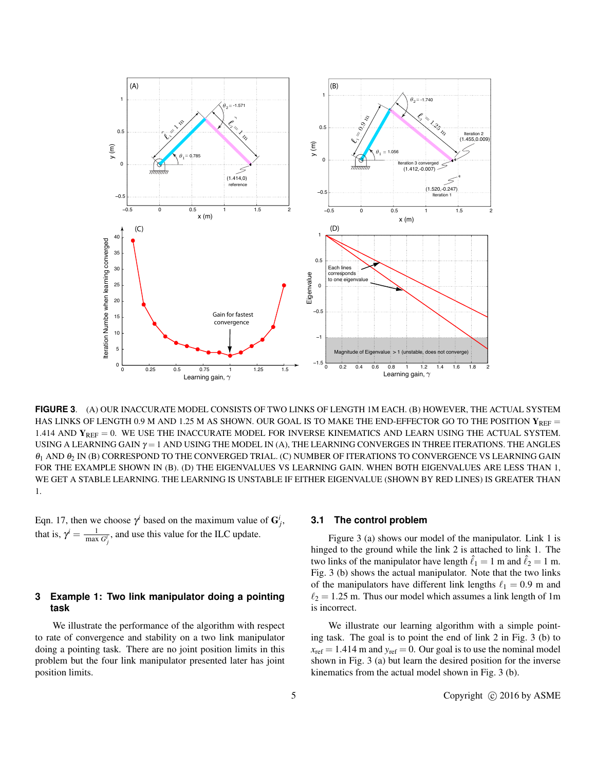**FIGURE 3.** (A) OUR INACCURATE MODEL CONSISTS OF TWO LINKS OF LENGTH 1M EACH. (B) HOWEVER, THE ACTUAL SYSTEM HAS LINKS OF LENGTH 0.9 M AND 1.25 M AS SHOWN. OUR GOAL IS TO MAKE THE END-EFFECTOR GO TO THE POSITION $\mathbf{Y}_{\text{REF}} = 1.414$ AND $\mathbf{Y}_{\text{REF}} = 0$. WE USE THE INACCURATE MODEL FOR INVERSE KINEMATICS AND LEARN USING THE ACTUAL SYSTEM. USING A LEARNING GAIN $\gamma = 1$ AND USING THE MODEL IN (A), THE LEARNING CONVERGES IN THREE ITERATIONS. THE ANGLES $\theta_1$ AND $\theta_2$ IN (B) CORRESPOND TO THE CONVERGED TRIAL. (C) NUMBER OF ITERATIONS TO CONVERGENCE VS LEARNING GAIN FOR THE EXAMPLE SHOWN IN (B). (D) THE EIGENVALUES VS LEARNING GAIN. WHEN BOTH EIGENVALUES ARE LESS THAN 1, WE GET A STABLE LEARNING. THE LEARNING IS UNSTABLE IF EITHER EIGENVALUE (SHOWN BY RED LINES) IS GREATER THAN 1.

Eqn. 17, then we choose $\gamma^i$ based on the maximum value of $\mathbf{G}^i_j$, that is, $\gamma^i = \frac{1}{\max G^i_j}$, and use this value for the ILC update.

## 3 Example 1: Two link manipulator doing a pointing task

We illustrate the performance of the algorithm with respect to rate of convergence and stability on a two link manipulator doing a pointing task. There are no joint position limits in this problem but the four link manipulator presented later has joint position limits.

### 3.1 The control problem

Figure 3 (a) shows our model of the manipulator. Link 1 is hinged to the ground while the link 2 is attached to link 1. The two links of the manipulator have length $\hat{\ell}_1 = 1$ m and $\hat{\ell}_2 = 1$ m. Fig. 3 (b) shows the actual manipulator. Note that the two links of the manipulators have different link lengths $\ell_1 = 0.9$ m and $\ell_2 = 1.25$ m. Thus our model which assumes a link length of 1m is incorrect.

We illustrate our learning algorithm with a simple pointing task. The goal is to point the end of link 2 in Fig. 3 (b) to $x_{\text{ref}} = 1.414$ m and $y_{\text{ref}} = 0$. Our goal is to use the nominal model shown in Fig. 3 (a) but learn the desired position for the inverse kinematics from the actual model shown in Fig. 3 (b).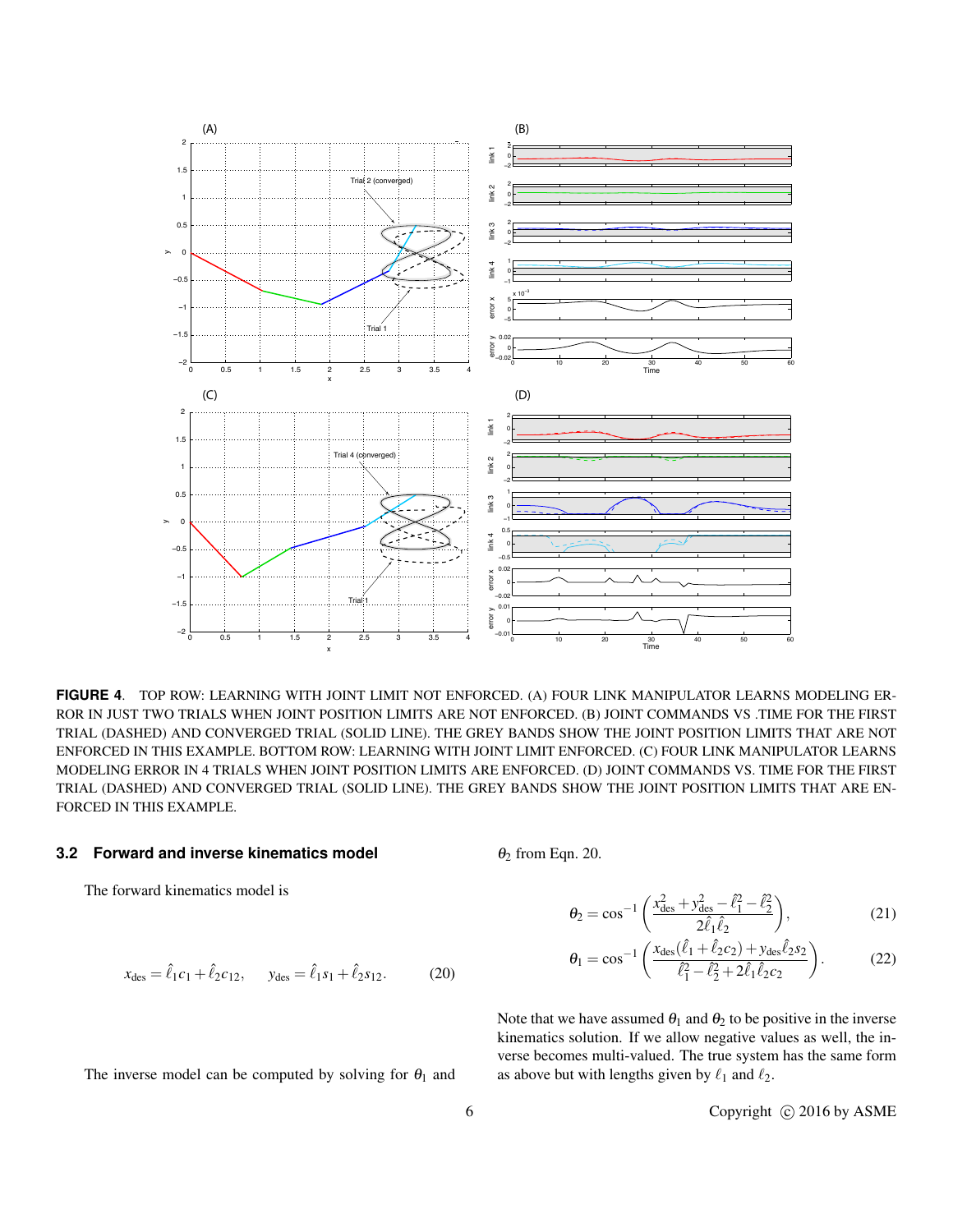**FIGURE 4**. TOP ROW: LEARNING WITH JOINT LIMIT NOT ENFORCED. (A) FOUR LINK MANIPULATOR LEARNS MODELING ERROR IN JUST TWO TRIALS WHEN JOINT POSITION LIMITS ARE NOT ENFORCED. (B) JOINT COMMANDS VS .TIME FOR THE FIRST TRIAL (DASHED) AND CONVERGED TRIAL (SOLID LINE). THE GREY BANDS SHOW THE JOINT POSITION LIMITS THAT ARE NOT ENFORCED IN THIS EXAMPLE. BOTTOM ROW: LEARNING WITH JOINT LIMIT ENFORCED. (C) FOUR LINK MANIPULATOR LEARNS MODELING ERROR IN 4 TRIALS WHEN JOINT POSITION LIMITS ARE ENFORCED. (D) JOINT COMMANDS VS. TIME FOR THE FIRST TRIAL (DASHED) AND CONVERGED TRIAL (SOLID LINE). THE GREY BANDS SHOW THE JOINT POSITION LIMITS THAT ARE ENFORCED IN THIS EXAMPLE.

### 3.2 Forward and inverse kinematics model

The forward kinematics model is

$$x_{\text{des}} = \hat{\ell}_1 c_1 + \hat{\ell}_2 c_{12}, \quad y_{\text{des}} = \hat{\ell}_1 s_1 + \hat{\ell}_2 s_{12}. \tag{20}$$

The inverse model can be computed by solving for $\theta_1$ and $\theta_2$ from Eqn. 20.

$$\theta_2 = \cos^{-1}\left(\frac{x_{\text{des}}^2 + y_{\text{des}}^2 - \hat{\ell}_1^2 - \hat{\ell}_2^2}{2\hat{\ell}_1\hat{\ell}_2}\right), \tag{21}$$

$$\theta_1 = \cos^{-1}\left(\frac{x_{\text{des}}(\hat{\ell}_1 + \hat{\ell}_2 c_2) + y_{\text{des}}\hat{\ell}_2 s_2}{\hat{\ell}_1^2 - \hat{\ell}_2^2 + 2\hat{\ell}_1\hat{\ell}_2 c_2}\right). \tag{22}$$

Note that we have assumed $\theta_1$ and $\theta_2$ to be positive in the inverse kinematics solution. If we allow negative values as well, the inverse becomes multi-valued. The true system has the same form as above but with lengths given by $\ell_1$ and $\ell_2$.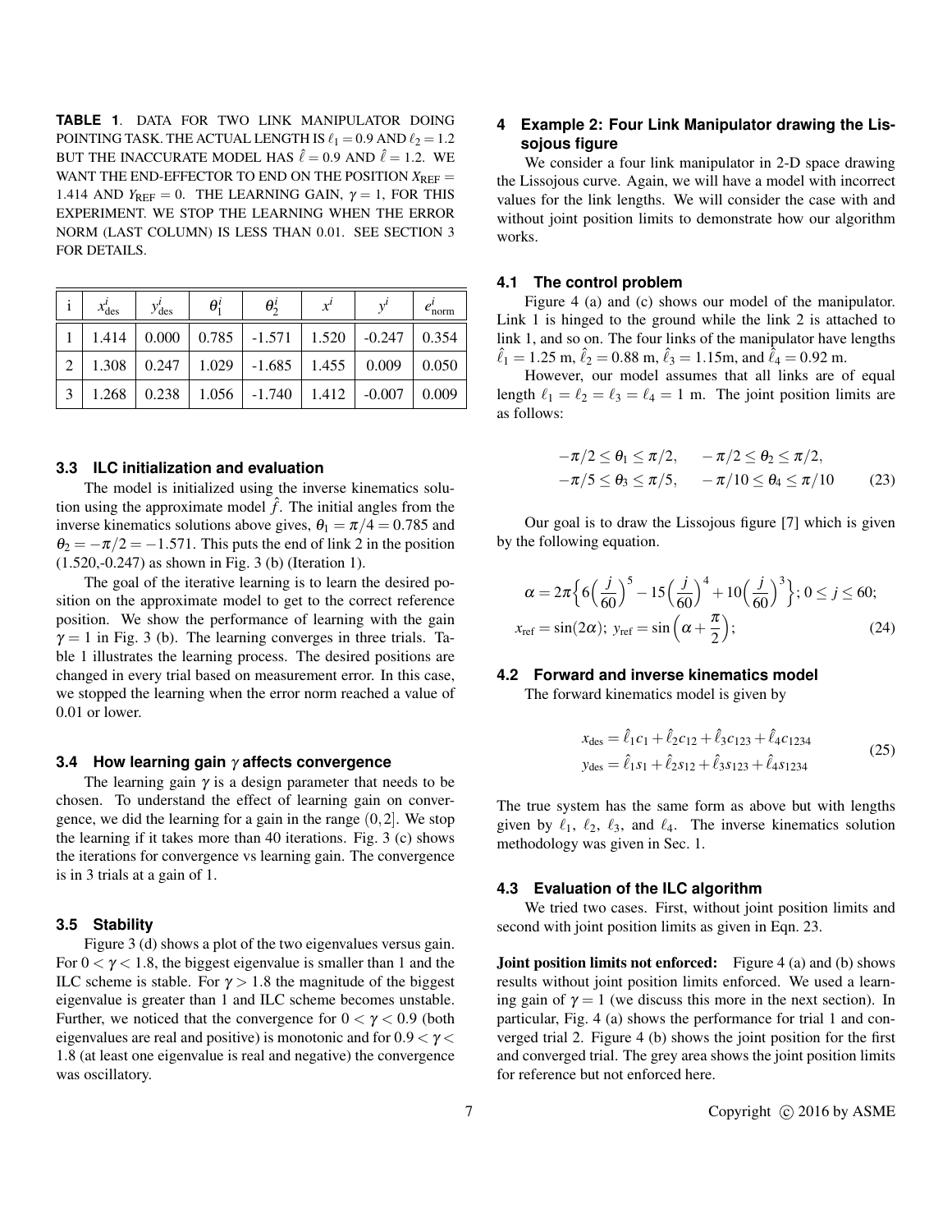**TABLE 1**. DATA FOR TWO LINK MANIPULATOR DOING POINTING TASK. THE ACTUAL LENGTH IS $\ell_1 = 0.9$ AND $\ell_2 = 1.2$ BUT THE INACCURATE MODEL HAS $\hat{\ell} = 0.9$ AND $\hat{\ell} = 1.2$. WE WANT THE END-EFFECTOR TO END ON THE POSITION $X_{\text{REF}} = 1.414$ AND $Y_{\text{REF}} = 0$. THE LEARNING GAIN, $\gamma = 1$, FOR THIS EXPERIMENT. WE STOP THE LEARNING WHEN THE ERROR NORM (LAST COLUMN) IS LESS THAN 0.01. SEE SECTION 3 FOR DETAILS.

| i | $x^i_{\text{des}}$ | $y^i_{\text{des}}$ | $\theta^i_1$ | $\theta^i_2$ | $x^i$ | $y^i$ | $e^i_{\text{norm}}$ |
|---|---|---|---|---|---|---|---|
| 1 | 1.414 | 0.000 | 0.785 | -1.571 | 1.520 | -0.247 | 0.354 |
| 2 | 1.308 | 0.247 | 1.029 | -1.685 | 1.455 | 0.009 | 0.050 |
| 3 | 1.268 | 0.238 | 1.056 | -1.740 | 1.412 | -0.007 | 0.009 |

### 3.3 ILC initialization and evaluation

The model is initialized using the inverse kinematics solution using the approximate model $\hat{f}$. The initial angles from the inverse kinematics solutions above gives, $\theta_1 = \pi/4 = 0.785$ and $\theta_2 = -\pi/2 = -1.571$. This puts the end of link 2 in the position (1.520,-0.247) as shown in Fig. 3 (b) (Iteration 1).

The goal of the iterative learning is to learn the desired position on the approximate model to get to the correct reference position. We show the performance of learning with the gain $\gamma = 1$ in Fig. 3 (b). The learning converges in three trials. Table 1 illustrates the learning process. The desired positions are changed in every trial based on measurement error. In this case, we stopped the learning when the error norm reached a value of 0.01 or lower.

### 3.4 How learning gain $\gamma$ affects convergence

The learning gain $\gamma$ is a design parameter that needs to be chosen. To understand the effect of learning gain on convergence, we did the learning for a gain in the range $(0,2]$. We stop the learning if it takes more than 40 iterations. Fig. 3 (c) shows the iterations for convergence vs learning gain. The convergence is in 3 trials at a gain of 1.

### 3.5 Stability

Figure 3 (d) shows a plot of the two eigenvalues versus gain. For $0 < \gamma < 1.8$, the biggest eigenvalue is smaller than 1 and the ILC scheme is stable. For $\gamma > 1.8$ the magnitude of the biggest eigenvalue is greater than 1 and ILC scheme becomes unstable. Further, we noticed that the convergence for $0 < \gamma < 0.9$ (both eigenvalues are real and positive) is monotonic and for $0.9 < \gamma < 1.8$ (at least one eigenvalue is real and negative) the convergence was oscillatory.

## 4 Example 2: Four Link Manipulator drawing the Lissojous figure

We consider a four link manipulator in 2-D space drawing the Lissojous curve. Again, we will have a model with incorrect values for the link lengths. We will consider the case with and without joint position limits to demonstrate how our algorithm works.

### 4.1 The control problem

Figure 4 (a) and (c) shows our model of the manipulator. Link 1 is hinged to the ground while the link 2 is attached to link 1, and so on. The four links of the manipulator have lengths $\hat{\ell}_1 = 1.25$ m, $\hat{\ell}_2 = 0.88$ m, $\hat{\ell}_3 = 1.15$m, and $\hat{\ell}_4 = 0.92$ m.

However, our model assumes that all links are of equal length $\ell_1 = \ell_2 = \ell_3 = \ell_4 = 1$ m. The joint position limits are as follows:

$$
\begin{aligned}
-\pi/2 \leq \theta_1 \leq \pi/2, \quad & -\pi/2 \leq \theta_2 \leq \pi/2, \\
-\pi/5 \leq \theta_3 \leq \pi/5, \quad & -\pi/10 \leq \theta_4 \leq \pi/10
\end{aligned}
\tag{23}
$$

Our goal is to draw the Lissojous figure [7] which is given by the following equation.

$$
\begin{aligned}
&\alpha = 2\pi\Big\{6\Big(\frac{j}{60}\Big)^5 - 15\Big(\frac{j}{60}\Big)^4 + 10\Big(\frac{j}{60}\Big)^3\Big\};\ 0 \leq j \leq 60; \\
&x_{\text{ref}} = \sin(2\alpha);\ y_{\text{ref}} = \sin\Big(\alpha + \frac{\pi}{2}\Big);
\end{aligned}
\tag{24}
$$

### 4.2 Forward and inverse kinematics model

The forward kinematics model is given by

$$
\begin{aligned}
x_{\text{des}} &= \hat{\ell}_1 c_1 + \hat{\ell}_2 c_{12} + \hat{\ell}_3 c_{123} + \hat{\ell}_4 c_{1234} \\
y_{\text{des}} &= \hat{\ell}_1 s_1 + \hat{\ell}_2 s_{12} + \hat{\ell}_3 s_{123} + \hat{\ell}_4 s_{1234}
\end{aligned}
\tag{25}
$$

The true system has the same form as above but with lengths given by $\ell_1$, $\ell_2$, $\ell_3$, and $\ell_4$. The inverse kinematics solution methodology was given in Sec. 1.

### 4.3 Evaluation of the ILC algorithm

We tried two cases. First, without joint position limits and second with joint position limits as given in Eqn. 23.

**Joint position limits not enforced:** Figure 4 (a) and (b) shows results without joint position limits enforced. We used a learning gain of $\gamma = 1$ (we discuss this more in the next section). In particular, Fig. 4 (a) shows the performance for trial 1 and converged trial 2. Figure 4 (b) shows the joint position for the first and converged trial. The grey area shows the joint position limits for reference but not enforced here.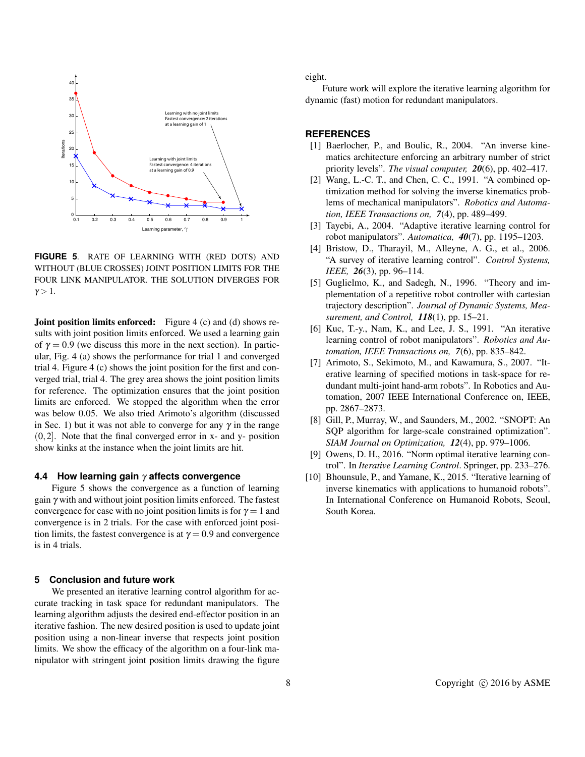40
35
30
25
20
15
10
5
0
Iterations
0.1 0.2 0.3 0.4 0.5 0.6 0.7 0.8 0.9 1
Learning parameter, $\gamma$

Learning with no joint limits
Fastest convergence: 2 iterations
at a learning gain of 1

Learning with joint limits
Fastest convergence: 4 iterations
at a learning gain of 0.9

**FIGURE 5**. RATE OF LEARNING WITH (RED DOTS) AND WITHOUT (BLUE CROSSES) JOINT POSITION LIMITS FOR THE FOUR LINK MANIPULATOR. THE SOLUTION DIVERGES FOR $\gamma > 1$.

**Joint position limits enforced:** Figure 4 (c) and (d) shows results with joint position limits enforced. We used a learning gain of $\gamma = 0.9$ (we discuss this more in the next section). In particular, Fig. 4 (a) shows the performance for trial 1 and converged trial 4. Figure 4 (c) shows the joint position for the first and converged trial, trial 4. The grey area shows the joint position limits for reference. The optimization ensures that the joint position limits are enforced. We stopped the algorithm when the error was below 0.05. We also tried Arimoto's algorithm (discussed in Sec. 1) but it was not able to converge for any $\gamma$ in the range $(0, 2]$. Note that the final converged error in x- and y- position show kinks at the instance when the joint limits are hit.

### 4.4 How learning gain $\gamma$ affects convergence

Figure 5 shows the convergence as a function of learning gain $\gamma$ with and without joint position limits enforced. The fastest convergence for case with no joint position limits is for $\gamma = 1$ and convergence is in 2 trials. For the case with enforced joint position limits, the fastest convergence is at $\gamma = 0.9$ and convergence is in 4 trials.

## 5 Conclusion and future work

We presented an iterative learning control algorithm for accurate tracking in task space for redundant manipulators. The learning algorithm adjusts the desired end-effector position in an iterative fashion. The new desired position is used to update joint position using a non-linear inverse that respects joint position limits. We show the efficacy of the algorithm on a four-link manipulator with stringent joint position limits drawing the figure eight.

Future work will explore the iterative learning algorithm for dynamic (fast) motion for redundant manipulators.

## REFERENCES

[1] Baerlocher, P., and Boulic, R., 2004. "An inverse kinematics architecture enforcing an arbitrary number of strict priority levels". *The visual computer,* ***20***(6), pp. 402–417.

[2] Wang, L.-C. T., and Chen, C. C., 1991. "A combined optimization method for solving the inverse kinematics problems of mechanical manipulators". *Robotics and Automation, IEEE Transactions on,* ***7***(4), pp. 489–499.

[3] Tayebi, A., 2004. "Adaptive iterative learning control for robot manipulators". *Automatica,* ***40***(7), pp. 1195–1203.

[4] Bristow, D., Tharayil, M., Alleyne, A. G., et al., 2006. "A survey of iterative learning control". *Control Systems, IEEE,* ***26***(3), pp. 96–114.

[5] Guglielmo, K., and Sadegh, N., 1996. "Theory and implementation of a repetitive robot controller with cartesian trajectory description". *Journal of Dynamic Systems, Measurement, and Control,* ***118***(1), pp. 15–21.

[6] Kuc, T.-y., Nam, K., and Lee, J. S., 1991. "An iterative learning control of robot manipulators". *Robotics and Automation, IEEE Transactions on,* ***7***(6), pp. 835–842.

[7] Arimoto, S., Sekimoto, M., and Kawamura, S., 2007. "Iterative learning of specified motions in task-space for redundant multi-joint hand-arm robots". In Robotics and Automation, 2007 IEEE International Conference on, IEEE, pp. 2867–2873.

[8] Gill, P., Murray, W., and Saunders, M., 2002. "SNOPT: An SQP algorithm for large-scale constrained optimization". *SIAM Journal on Optimization,* ***12***(4), pp. 979–1006.

[9] Owens, D. H., 2016. "Norm optimal iterative learning control". In *Iterative Learning Control*. Springer, pp. 233–276.

[10] Bhounsule, P., and Yamane, K., 2015. "Iterative learning of inverse kinematics with applications to humanoid robots". In International Conference on Humanoid Robots, Seoul, South Korea.